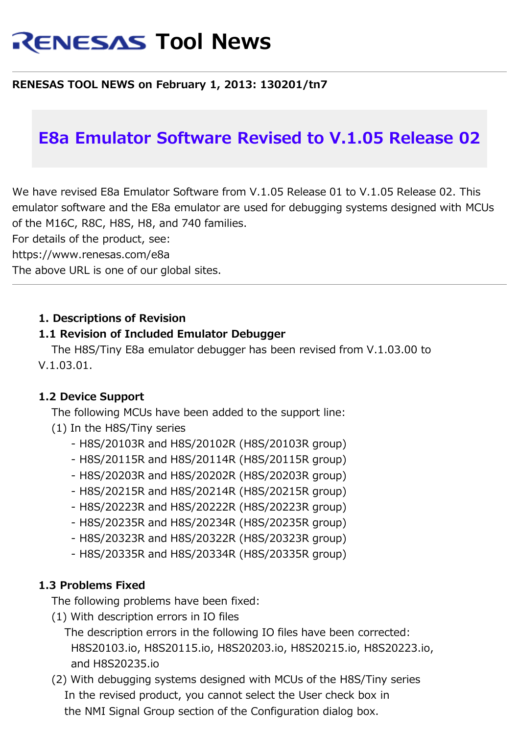# RENESAS Tool News

**RENESAS TOOL NEWS on February 1, 2013: 130201/tn7**

## E8a Emulator Software Revised to V.1.05 Release 02

We have revised E8a Emulator Software from V.1.05 Release 01 to V.1.05 Release 02. This emulator software and the E8a emulator are used for debugging systems designed with MCUs of the M16C, R8C, H8S, H8, and 740 families.
For details of the product, see:
https://www.renesas.com/e8a
The above URL is one of our global sites.

---

**1. Descriptions of Revision**

**1.1 Revision of Included Emulator Debugger**

The H8S/Tiny E8a emulator debugger has been revised from V.1.03.00 to V.1.03.01.

**1.2 Device Support**

The following MCUs have been added to the support line:

(1) In the H8S/Tiny series

- H8S/20103R and H8S/20102R (H8S/20103R group)
- H8S/20115R and H8S/20114R (H8S/20115R group)
- H8S/20203R and H8S/20202R (H8S/20203R group)
- H8S/20215R and H8S/20214R (H8S/20215R group)
- H8S/20223R and H8S/20222R (H8S/20223R group)
- H8S/20235R and H8S/20234R (H8S/20235R group)
- H8S/20323R and H8S/20322R (H8S/20323R group)
- H8S/20335R and H8S/20334R (H8S/20335R group)

**1.3 Problems Fixed**

The following problems have been fixed:

(1) With description errors in IO files

The description errors in the following IO files have been corrected:
H8S20103.io, H8S20115.io, H8S20203.io, H8S20215.io, H8S20223.io, and H8S20235.io

(2) With debugging systems designed with MCUs of the H8S/Tiny series

In the revised product, you cannot select the User check box in the NMI Signal Group section of the Configuration dialog box.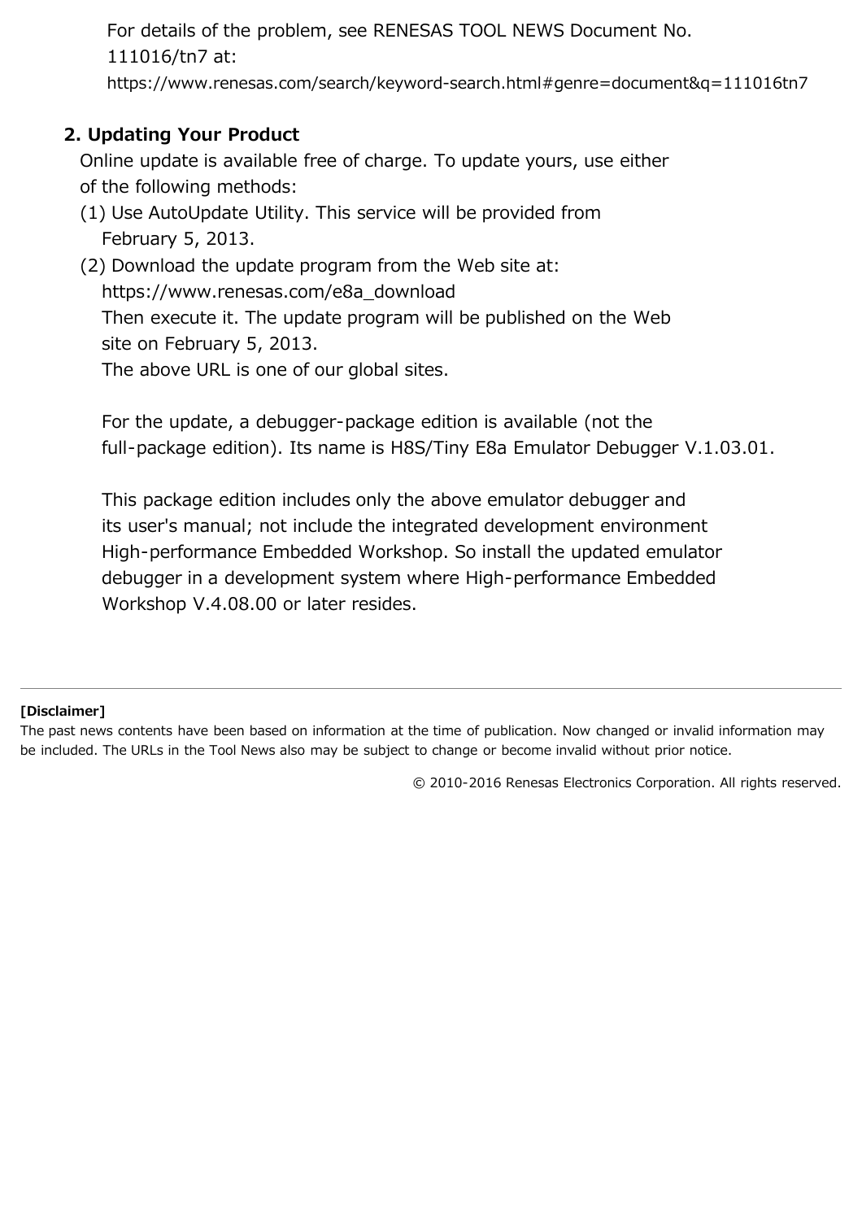For details of the problem, see RENESAS TOOL NEWS Document No. 111016/tn7 at:
https://www.renesas.com/search/keyword-search.html#genre=document&q=111016tn7

## 2. Updating Your Product

Online update is available free of charge. To update yours, use either of the following methods:

(1) Use AutoUpdate Utility. This service will be provided from February 5, 2013.

(2) Download the update program from the Web site at:
https://www.renesas.com/e8a_download
Then execute it. The update program will be published on the Web site on February 5, 2013.
The above URL is one of our global sites.

For the update, a debugger-package edition is available (not the full-package edition). Its name is H8S/Tiny E8a Emulator Debugger V.1.03.01.

This package edition includes only the above emulator debugger and its user's manual; not include the integrated development environment High-performance Embedded Workshop. So install the updated emulator debugger in a development system where High-performance Embedded Workshop V.4.08.00 or later resides.

---

**[Disclaimer]**
The past news contents have been based on information at the time of publication. Now changed or invalid information may be included. The URLs in the Tool News also may be subject to change or become invalid without prior notice.

© 2010-2016 Renesas Electronics Corporation. All rights reserved.